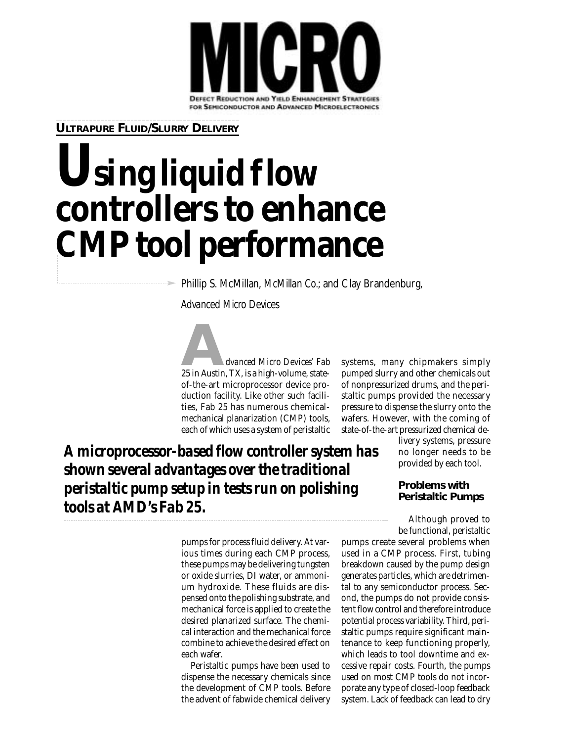**MICRO**

DEFECT REDUCTION AND YIELD ENHANCEMENT STRATEGIES FOR SEMICONDUCTOR AND ADVANCED MICROELECTRONICS

**ULTRAPURE FLUID/SLURRY DELIVERY**

# Using liquid flow controllers to enhance CMP tool performance

Phillip S. McMillan, *McMillan Co.*; and Clay Brandenburg, *Advanced Micro Devices*

***A microprocessor-based flow controller system has shown several advantages over the traditional peristaltic pump setup in tests run on polishing tools at AMD's Fab 25.***

*Advanced Micro Devices' Fab* 25 in Austin, TX, is a high-volume, state-of-the-art microprocessor device production facility. Like other such facilities, Fab 25 has numerous chemical-mechanical planarization (CMP) tools, each of which uses a system of peristaltic pumps for process fluid delivery. At various times during each CMP process, these pumps may be delivering tungsten or oxide slurries, DI water, or ammonium hydroxide. These fluids are dispensed onto the polishing substrate, and mechanical force is applied to create the desired planarized surface. The chemical interaction and the mechanical force combine to achieve the desired effect on each wafer.

Peristaltic pumps have been used to dispense the necessary chemicals since the development of CMP tools. Before the advent of fabwide chemical delivery systems, many chipmakers simply pumped slurry and other chemicals out of nonpressurized drums, and the peristaltic pumps provided the necessary pressure to dispense the slurry onto the wafers. However, with the coming of state-of-the-art pressurized chemical delivery systems, pressure no longer needs to be provided by each tool.

## Problems with Peristaltic Pumps

Although proved to be functional, peristaltic pumps create several problems when used in a CMP process. First, tubing breakdown caused by the pump design generates particles, which are detrimental to any semiconductor process. Second, the pumps do not provide consistent flow control and therefore introduce potential process variability. Third, peristaltic pumps require significant maintenance to keep functioning properly, which leads to tool downtime and excessive repair costs. Fourth, the pumps used on most CMP tools do not incorporate any type of closed-loop feedback system. Lack of feedback can lead to dry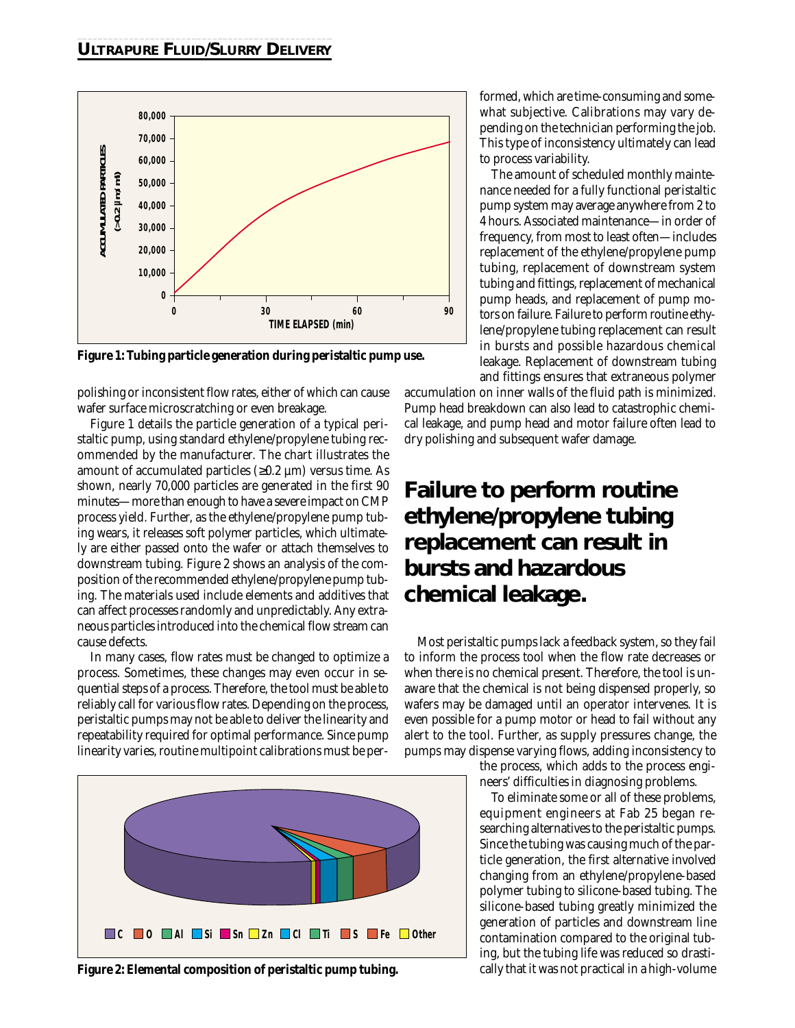Figure 1: Tubing particle generation during peristaltic pump use.

polishing or inconsistent flow rates, either of which can cause wafer surface microscratching or even breakage.

Figure 1 details the particle generation of a typical peristaltic pump, using standard ethylene/propylene tubing recommended by the manufacturer. The chart illustrates the amount of accumulated particles (≥0.2 µm) versus time. As shown, nearly 70,000 particles are generated in the first 90 minutes—more than enough to have a severe impact on CMP process yield. Further, as the ethylene/propylene pump tubing wears, it releases soft polymer particles, which ultimately are either passed onto the wafer or attach themselves to downstream tubing. Figure 2 shows an analysis of the composition of the recommended ethylene/propylene pump tubing. The materials used include elements and additives that can affect processes randomly and unpredictably. Any extraneous particles introduced into the chemical flow stream can cause defects.

In many cases, flow rates must be changed to optimize a process. Sometimes, these changes may even occur in sequential steps of a process. Therefore, the tool must be able to reliably call for various flow rates. Depending on the process, peristaltic pumps may not be able to deliver the linearity and repeatability required for optimal performance. Since pump linearity varies, routine multipoint calibrations must be performed, which are time-consuming and somewhat subjective. Calibrations may vary depending on the technician performing the job. This type of inconsistency ultimately can lead to process variability.

The amount of scheduled monthly maintenance needed for a fully functional peristaltic pump system may average anywhere from 2 to 4 hours. Associated maintenance—in order of frequency, from most to least often—includes replacement of the ethylene/propylene pump tubing, replacement of downstream system tubing and fittings, replacement of mechanical pump heads, and replacement of pump motors on failure. Failure to perform routine ethylene/propylene tubing replacement can result in bursts and possible hazardous chemical leakage. Replacement of downstream tubing and fittings ensures that extraneous polymer accumulation on inner walls of the fluid path is minimized. Pump head breakdown can also lead to catastrophic chemical leakage, and pump head and motor failure often lead to dry polishing and subsequent wafer damage.

## Failure to perform routine ethylene/propylene tubing replacement can result in bursts and hazardous chemical leakage.

Most peristaltic pumps lack a feedback system, so they fail to inform the process tool when the flow rate decreases or when there is no chemical present. Therefore, the tool is unaware that the chemical is not being dispensed properly, so wafers may be damaged until an operator intervenes. It is even possible for a pump motor or head to fail without any alert to the tool. Further, as supply pressures change, the pumps may dispense varying flows, adding inconsistency to the process, which adds to the process engineers' difficulties in diagnosing problems.

To eliminate some or all of these problems, equipment engineers at Fab 25 began researching alternatives to the peristaltic pumps. Since the tubing was causing much of the particle generation, the first alternative involved changing from an ethylene/propylene-based polymer tubing to silicone-based tubing. The silicone-based tubing greatly minimized the generation of particles and downstream line contamination compared to the original tubing, but the tubing life was reduced so drastically that it was not practical in a high-volume

Figure 2: Elemental composition of peristaltic pump tubing.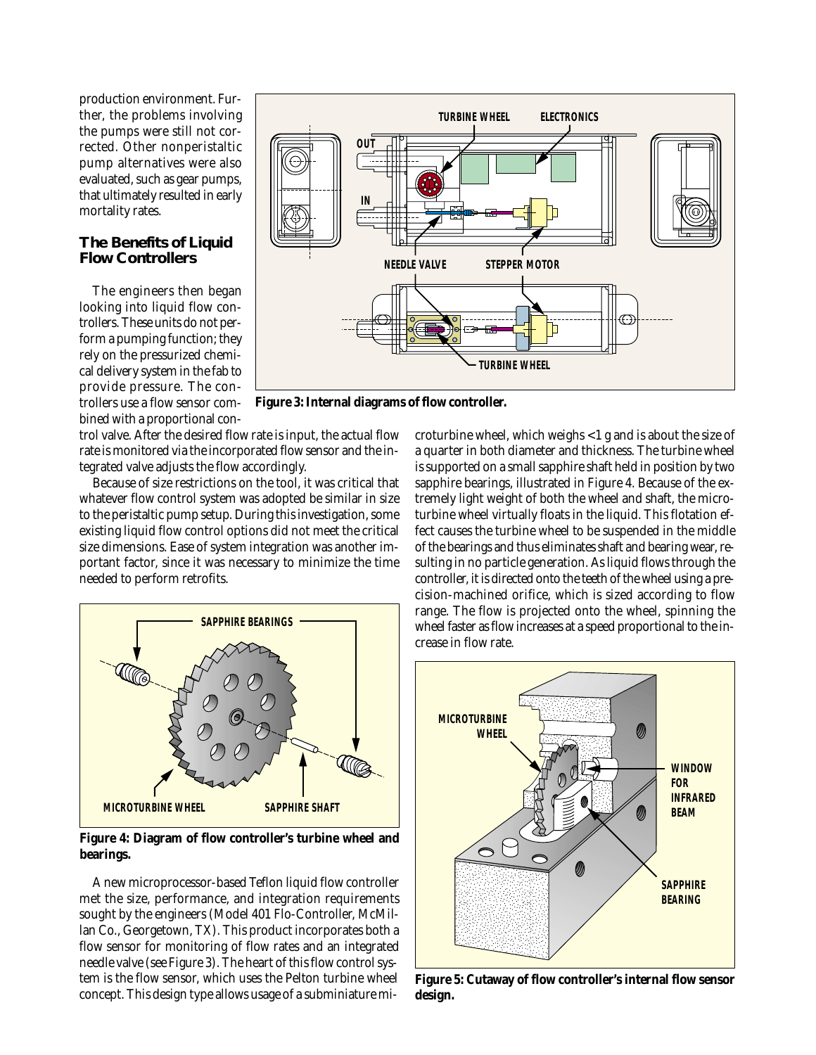production environment. Further, the problems involving the pumps were still not corrected. Other nonperistaltic pump alternatives were also evaluated, such as gear pumps, that ultimately resulted in early mortality rates.

## The Benefits of Liquid Flow Controllers

The engineers then began looking into liquid flow controllers. These units do not perform a pumping function; they rely on the pressurized chemical delivery system in the fab to provide pressure. The controllers use a flow sensor combined with a proportional control valve. After the desired flow rate is input, the actual flow rate is monitored via the incorporated flow sensor and the integrated valve adjusts the flow accordingly.

Because of size restrictions on the tool, it was critical that whatever flow control system was adopted be similar in size to the peristaltic pump setup. During this investigation, some existing liquid flow control options did not meet the critical size dimensions. Ease of system integration was another important factor, since it was necessary to minimize the time needed to perform retrofits.

**Figure 3: Internal diagrams of flow controller.**

**Figure 4: Diagram of flow controller's turbine wheel and bearings.**

A new microprocessor-based Teflon liquid flow controller met the size, performance, and integration requirements sought by the engineers (Model 401 Flo-Controller, McMillan Co., Georgetown, TX). This product incorporates both a flow sensor for monitoring of flow rates and an integrated needle valve (see Figure 3). The heart of this flow control system is the flow sensor, which uses the Pelton turbine wheel concept. This design type allows usage of a subminiature microturbine wheel, which weighs <1 g and is about the size of a quarter in both diameter and thickness. The turbine wheel is supported on a small sapphire shaft held in position by two sapphire bearings, illustrated in Figure 4. Because of the extremely light weight of both the wheel and shaft, the microturbine wheel virtually floats in the liquid. This flotation effect causes the turbine wheel to be suspended in the middle of the bearings and thus eliminates shaft and bearing wear, resulting in no particle generation. As liquid flows through the controller, it is directed onto the teeth of the wheel using a precision-machined orifice, which is sized according to flow range. The flow is projected onto the wheel, spinning the wheel faster as flow increases at a speed proportional to the increase in flow rate.

**Figure 5: Cutaway of flow controller's internal flow sensor design.**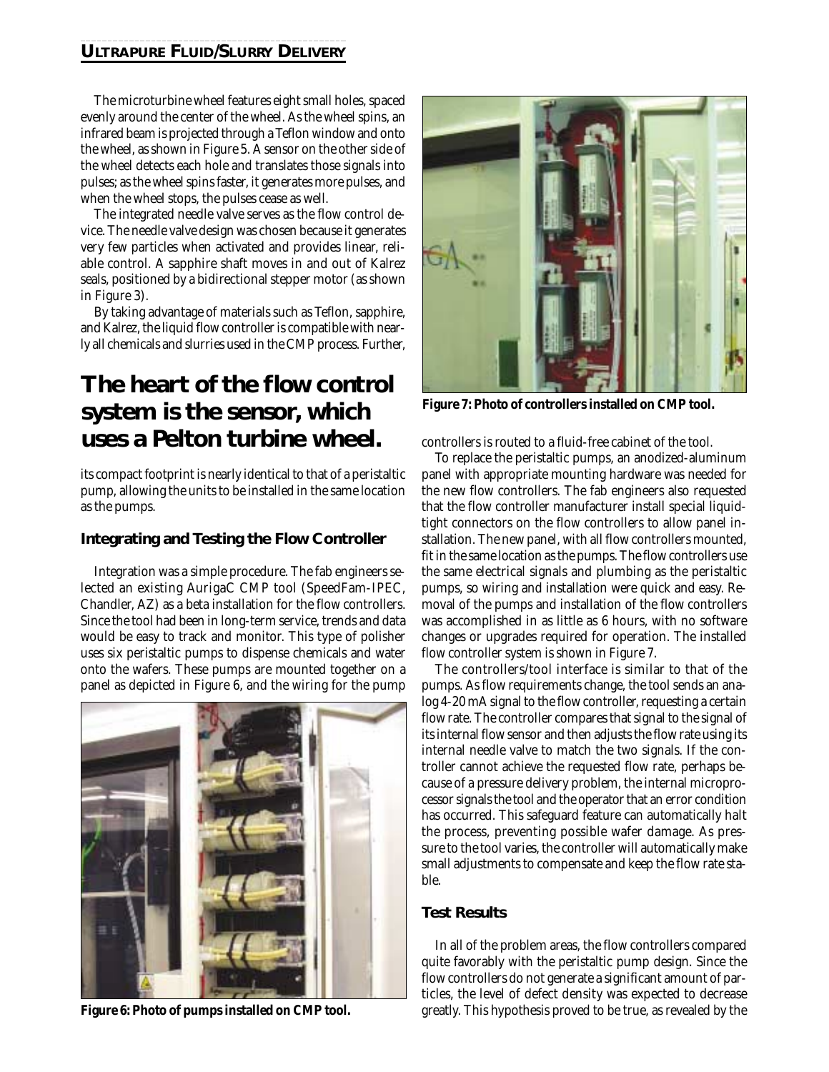The microturbine wheel features eight small holes, spaced evenly around the center of the wheel. As the wheel spins, an infrared beam is projected through a Teflon window and onto the wheel, as shown in Figure 5. A sensor on the other side of the wheel detects each hole and translates those signals into pulses; as the wheel spins faster, it generates more pulses, and when the wheel stops, the pulses cease as well.

The integrated needle valve serves as the flow control device. The needle valve design was chosen because it generates very few particles when activated and provides linear, reliable control. A sapphire shaft moves in and out of Kalrez seals, positioned by a bidirectional stepper motor (as shown in Figure 3).

By taking advantage of materials such as Teflon, sapphire, and Kalrez, the liquid flow controller is compatible with nearly all chemicals and slurries used in the CMP process. Further, its compact footprint is nearly identical to that of a peristaltic pump, allowing the units to be installed in the same location as the pumps.

**The heart of the flow control system is the sensor, which uses a Pelton turbine wheel.**

### Integrating and Testing the Flow Controller

Integration was a simple procedure. The fab engineers selected an existing AurigaC CMP tool (SpeedFam-IPEC, Chandler, AZ) as a beta installation for the flow controllers. Since the tool had been in long-term service, trends and data would be easy to track and monitor. This type of polisher uses six peristaltic pumps to dispense chemicals and water onto the wafers. These pumps are mounted together on a panel as depicted in Figure 6, and the wiring for the pump controllers is routed to a fluid-free cabinet of the tool.

**Figure 6: Photo of pumps installed on CMP tool.**

To replace the peristaltic pumps, an anodized-aluminum panel with appropriate mounting hardware was needed for the new flow controllers. The fab engineers also requested that the flow controller manufacturer install special liquid-tight connectors on the flow controllers to allow panel installation. The new panel, with all flow controllers mounted, fit in the same location as the pumps. The flow controllers use the same electrical signals and plumbing as the peristaltic pumps, so wiring and installation were quick and easy. Removal of the pumps and installation of the flow controllers was accomplished in as little as 6 hours, with no software changes or upgrades required for operation. The installed flow controller system is shown in Figure 7.

**Figure 7: Photo of controllers installed on CMP tool.**

The controllers/tool interface is similar to that of the pumps. As flow requirements change, the tool sends an analog 4-20 mA signal to the flow controller, requesting a certain flow rate. The controller compares that signal to the signal of its internal flow sensor and then adjusts the flow rate using its internal needle valve to match the two signals. If the controller cannot achieve the requested flow rate, perhaps because of a pressure delivery problem, the internal microprocessor signals the tool and the operator that an error condition has occurred. This safeguard feature can automatically halt the process, preventing possible wafer damage. As pressure to the tool varies, the controller will automatically make small adjustments to compensate and keep the flow rate stable.

### Test Results

In all of the problem areas, the flow controllers compared quite favorably with the peristaltic pump design. Since the flow controllers do not generate a significant amount of particles, the level of defect density was expected to decrease greatly. This hypothesis proved to be true, as revealed by the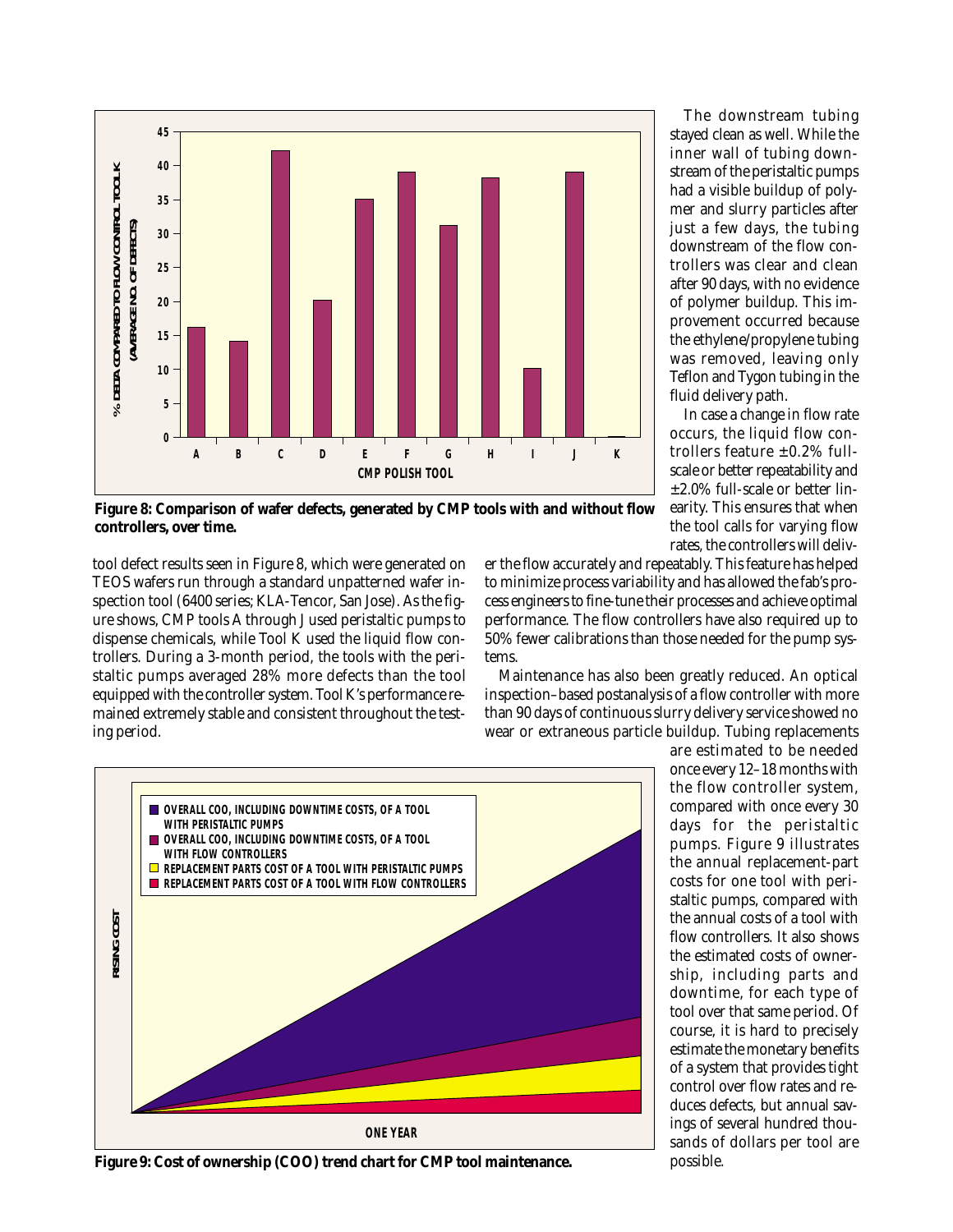**Figure 8: Comparison of wafer defects, generated by CMP tools with and without flow controllers, over time.**

The downstream tubing stayed clean as well. While the inner wall of tubing downstream of the peristaltic pumps had a visible buildup of polymer and slurry particles after just a few days, the tubing downstream of the flow controllers was clear and clean after 90 days, with no evidence of polymer buildup. This improvement occurred because the ethylene/propylene tubing was removed, leaving only Teflon and Tygon tubing in the fluid delivery path.

In case a change in flow rate occurs, the liquid flow controllers feature ±0.2% full-scale or better repeatability and ±2.0% full-scale or better linearity. This ensures that when the tool calls for varying flow rates, the controllers will deliver the flow accurately and repeatably. This feature has helped to minimize process variability and has allowed the fab's process engineers to fine-tune their processes and achieve optimal performance. The flow controllers have also required up to 50% fewer calibrations than those needed for the pump systems.

tool defect results seen in Figure 8, which were generated on TEOS wafers run through a standard unpatterned wafer inspection tool (6400 series; KLA-Tencor, San Jose). As the figure shows, CMP tools A through J used peristaltic pumps to dispense chemicals, while Tool K used the liquid flow controllers. During a 3-month period, the tools with the peristaltic pumps averaged 28% more defects than the tool equipped with the controller system. Tool K's performance remained extremely stable and consistent throughout the testing period.

Maintenance has also been greatly reduced. An optical inspection–based postanalysis of a flow controller with more than 90 days of continuous slurry delivery service showed no wear or extraneous particle buildup. Tubing replacements are estimated to be needed once every 12–18 months with the flow controller system, compared with once every 30 days for the peristaltic pumps. Figure 9 illustrates the annual replacement-part costs for one tool with peristaltic pumps, compared with the annual costs of a tool with flow controllers. It also shows the estimated costs of ownership, including parts and downtime, for each type of tool over that same period. Of course, it is hard to precisely estimate the monetary benefits of a system that provides tight control over flow rates and reduces defects, but annual savings of several hundred thousands of dollars per tool are possible.

**Figure 9: Cost of ownership (COO) trend chart for CMP tool maintenance.**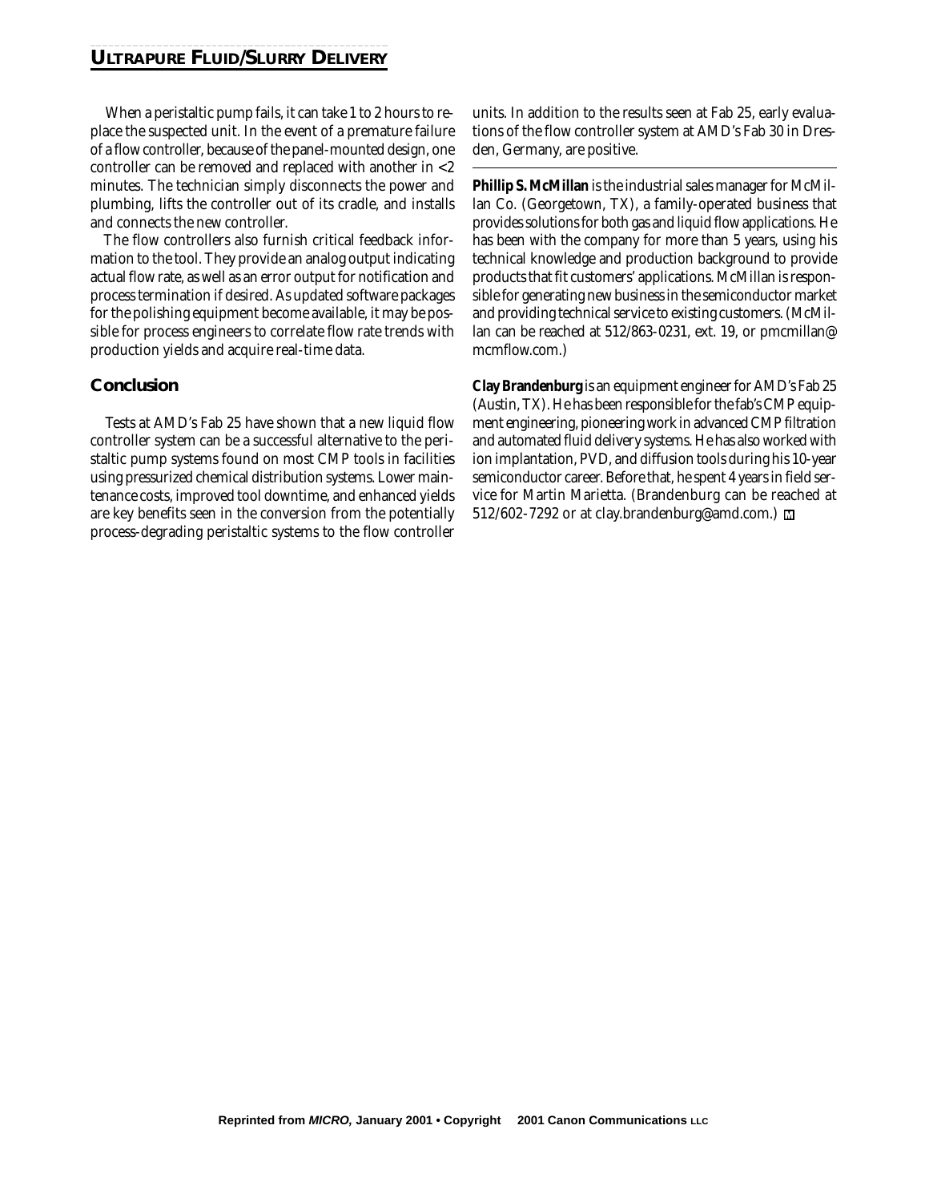When a peristaltic pump fails, it can take 1 to 2 hours to replace the suspected unit. In the event of a premature failure of a flow controller, because of the panel-mounted design, one controller can be removed and replaced with another in <2 minutes. The technician simply disconnects the power and plumbing, lifts the controller out of its cradle, and installs and connects the new controller.

The flow controllers also furnish critical feedback information to the tool. They provide an analog output indicating actual flow rate, as well as an error output for notification and process termination if desired. As updated software packages for the polishing equipment become available, it may be possible for process engineers to correlate flow rate trends with production yields and acquire real-time data.

## Conclusion

Tests at AMD's Fab 25 have shown that a new liquid flow controller system can be a successful alternative to the peristaltic pump systems found on most CMP tools in facilities using pressurized chemical distribution systems. Lower maintenance costs, improved tool downtime, and enhanced yields are key benefits seen in the conversion from the potentially process-degrading peristaltic systems to the flow controller units. In addition to the results seen at Fab 25, early evaluations of the flow controller system at AMD's Fab 30 in Dresden, Germany, are positive.

---

**Phillip S. McMillan** is the industrial sales manager for McMillan Co. (Georgetown, TX), a family-operated business that provides solutions for both gas and liquid flow applications. He has been with the company for more than 5 years, using his technical knowledge and production background to provide products that fit customers' applications. McMillan is responsible for generating new business in the semiconductor market and providing technical service to existing customers. (McMillan can be reached at 512/863-0231, ext. 19, or pmcmillan@mcmflow.com.)

**Clay Brandenburg** is an equipment engineer for AMD's Fab 25 (Austin, TX). He has been responsible for the fab's CMP equipment engineering, pioneering work in advanced CMP filtration and automated fluid delivery systems. He has also worked with ion implantation, PVD, and diffusion tools during his 10-year semiconductor career. Before that, he spent 4 years in field service for Martin Marietta. (Brandenburg can be reached at 512/602-7292 or at clay.brandenburg@amd.com.)

**Reprinted from *MICRO,* January 2001 • Copyright 2001 Canon Communications LLC**